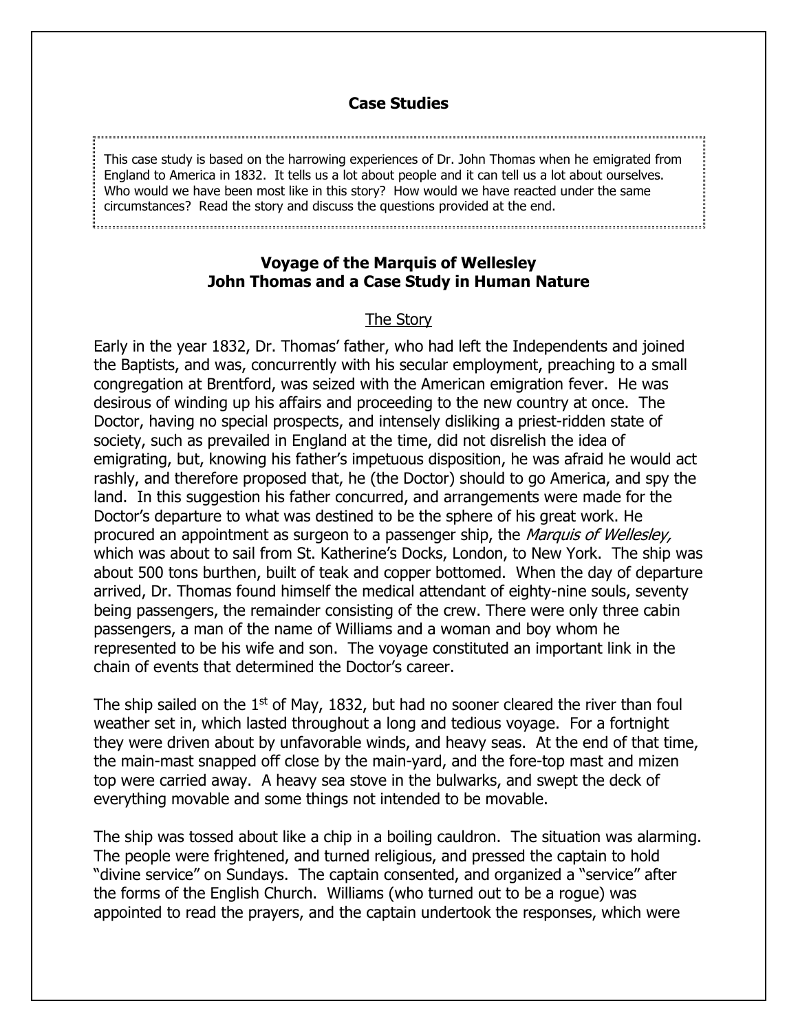**Case Studies**

This case study is based on the harrowing experiences of Dr. John Thomas when he emigrated from England to America in 1832. It tells us a lot about people and it can tell us a lot about ourselves. Who would we have been most like in this story? How would we have reacted under the same circumstances? Read the story and discuss the questions provided at the end.

## Voyage of the Marquis of Wellesley
## John Thomas and a Case Study in Human Nature

### The Story

Early in the year 1832, Dr. Thomas' father, who had left the Independents and joined the Baptists, and was, concurrently with his secular employment, preaching to a small congregation at Brentford, was seized with the American emigration fever. He was desirous of winding up his affairs and proceeding to the new country at once. The Doctor, having no special prospects, and intensely disliking a priest-ridden state of society, such as prevailed in England at the time, did not disrelish the idea of emigrating, but, knowing his father's impetuous disposition, he was afraid he would act rashly, and therefore proposed that, he (the Doctor) should to go America, and spy the land. In this suggestion his father concurred, and arrangements were made for the Doctor's departure to what was destined to be the sphere of his great work. He procured an appointment as surgeon to a passenger ship, the *Marquis of Wellesley,* which was about to sail from St. Katherine's Docks, London, to New York. The ship was about 500 tons burthen, built of teak and copper bottomed. When the day of departure arrived, Dr. Thomas found himself the medical attendant of eighty-nine souls, seventy being passengers, the remainder consisting of the crew. There were only three cabin passengers, a man of the name of Williams and a woman and boy whom he represented to be his wife and son. The voyage constituted an important link in the chain of events that determined the Doctor's career.

The ship sailed on the 1st of May, 1832, but had no sooner cleared the river than foul weather set in, which lasted throughout a long and tedious voyage. For a fortnight they were driven about by unfavorable winds, and heavy seas. At the end of that time, the main-mast snapped off close by the main-yard, and the fore-top mast and mizen top were carried away. A heavy sea stove in the bulwarks, and swept the deck of everything movable and some things not intended to be movable.

The ship was tossed about like a chip in a boiling cauldron. The situation was alarming. The people were frightened, and turned religious, and pressed the captain to hold "divine service" on Sundays. The captain consented, and organized a "service" after the forms of the English Church. Williams (who turned out to be a rogue) was appointed to read the prayers, and the captain undertook the responses, which were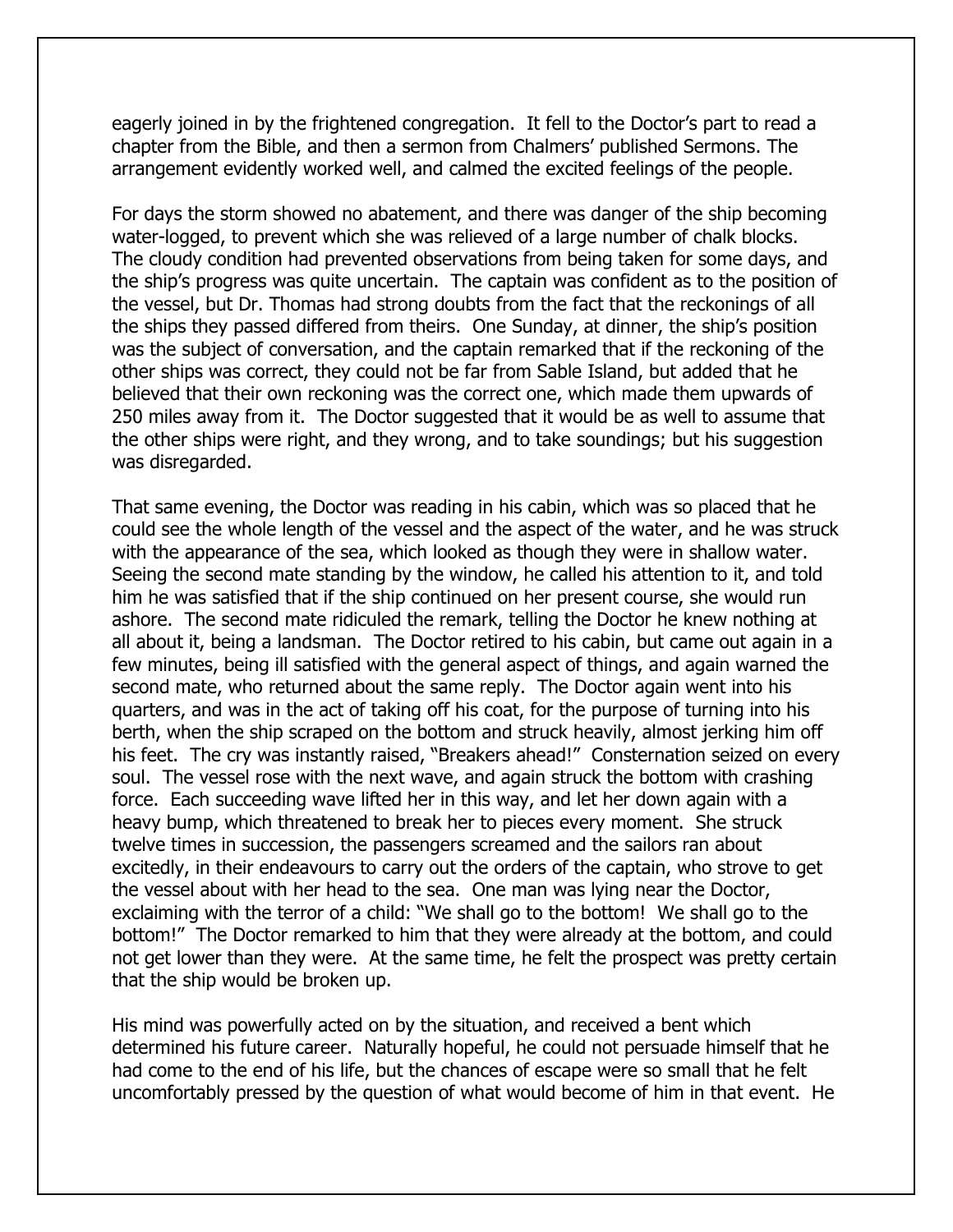eagerly joined in by the frightened congregation. It fell to the Doctor's part to read a chapter from the Bible, and then a sermon from Chalmers' published Sermons. The arrangement evidently worked well, and calmed the excited feelings of the people.

For days the storm showed no abatement, and there was danger of the ship becoming water-logged, to prevent which she was relieved of a large number of chalk blocks. The cloudy condition had prevented observations from being taken for some days, and the ship's progress was quite uncertain. The captain was confident as to the position of the vessel, but Dr. Thomas had strong doubts from the fact that the reckonings of all the ships they passed differed from theirs. One Sunday, at dinner, the ship's position was the subject of conversation, and the captain remarked that if the reckoning of the other ships was correct, they could not be far from Sable Island, but added that he believed that their own reckoning was the correct one, which made them upwards of 250 miles away from it. The Doctor suggested that it would be as well to assume that the other ships were right, and they wrong, and to take soundings; but his suggestion was disregarded.

That same evening, the Doctor was reading in his cabin, which was so placed that he could see the whole length of the vessel and the aspect of the water, and he was struck with the appearance of the sea, which looked as though they were in shallow water. Seeing the second mate standing by the window, he called his attention to it, and told him he was satisfied that if the ship continued on her present course, she would run ashore. The second mate ridiculed the remark, telling the Doctor he knew nothing at all about it, being a landsman. The Doctor retired to his cabin, but came out again in a few minutes, being ill satisfied with the general aspect of things, and again warned the second mate, who returned about the same reply. The Doctor again went into his quarters, and was in the act of taking off his coat, for the purpose of turning into his berth, when the ship scraped on the bottom and struck heavily, almost jerking him off his feet. The cry was instantly raised, "Breakers ahead!" Consternation seized on every soul. The vessel rose with the next wave, and again struck the bottom with crashing force. Each succeeding wave lifted her in this way, and let her down again with a heavy bump, which threatened to break her to pieces every moment. She struck twelve times in succession, the passengers screamed and the sailors ran about excitedly, in their endeavours to carry out the orders of the captain, who strove to get the vessel about with her head to the sea. One man was lying near the Doctor, exclaiming with the terror of a child: "We shall go to the bottom! We shall go to the bottom!" The Doctor remarked to him that they were already at the bottom, and could not get lower than they were. At the same time, he felt the prospect was pretty certain that the ship would be broken up.

His mind was powerfully acted on by the situation, and received a bent which determined his future career. Naturally hopeful, he could not persuade himself that he had come to the end of his life, but the chances of escape were so small that he felt uncomfortably pressed by the question of what would become of him in that event. He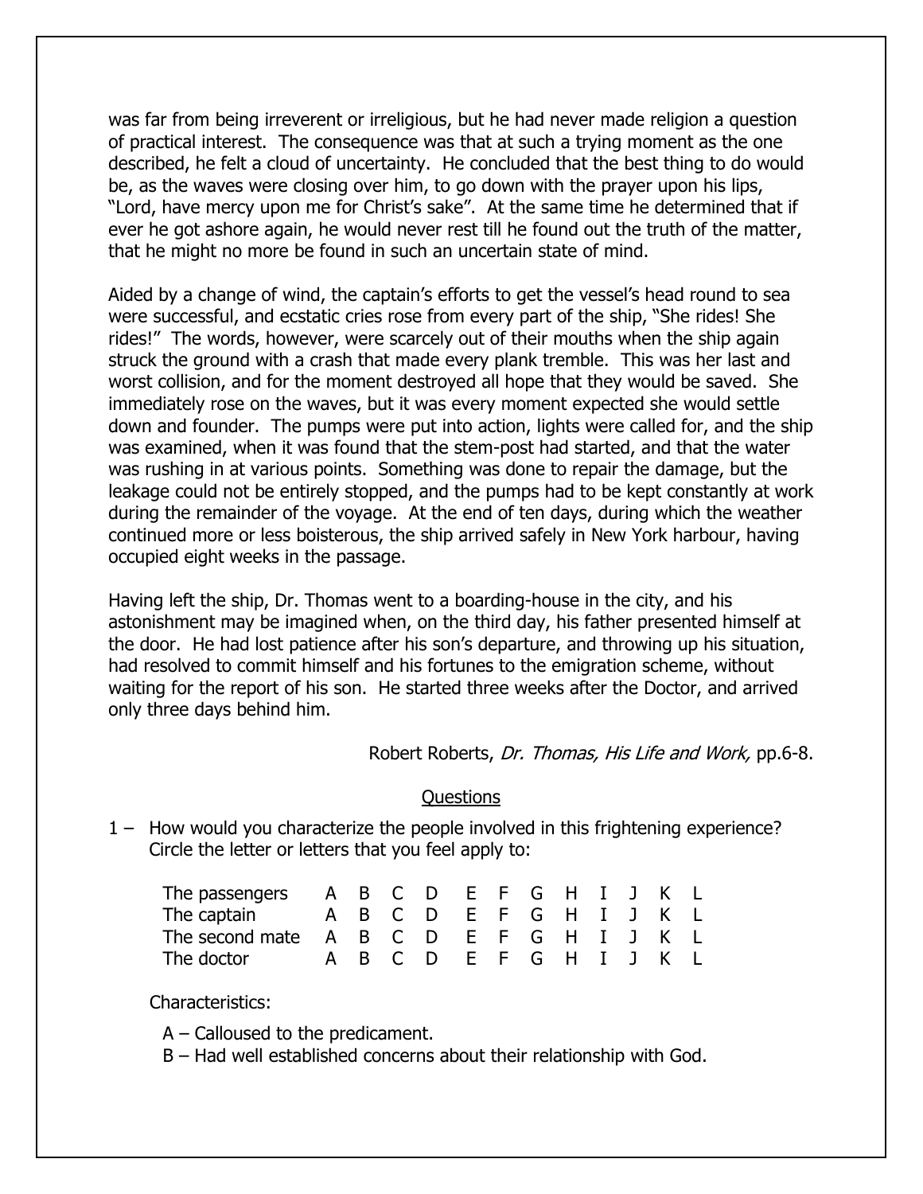was far from being irreverent or irreligious, but he had never made religion a question of practical interest. The consequence was that at such a trying moment as the one described, he felt a cloud of uncertainty. He concluded that the best thing to do would be, as the waves were closing over him, to go down with the prayer upon his lips, "Lord, have mercy upon me for Christ's sake". At the same time he determined that if ever he got ashore again, he would never rest till he found out the truth of the matter, that he might no more be found in such an uncertain state of mind.

Aided by a change of wind, the captain's efforts to get the vessel's head round to sea were successful, and ecstatic cries rose from every part of the ship, "She rides! She rides!" The words, however, were scarcely out of their mouths when the ship again struck the ground with a crash that made every plank tremble. This was her last and worst collision, and for the moment destroyed all hope that they would be saved. She immediately rose on the waves, but it was every moment expected she would settle down and founder. The pumps were put into action, lights were called for, and the ship was examined, when it was found that the stem-post had started, and that the water was rushing in at various points. Something was done to repair the damage, but the leakage could not be entirely stopped, and the pumps had to be kept constantly at work during the remainder of the voyage. At the end of ten days, during which the weather continued more or less boisterous, the ship arrived safely in New York harbour, having occupied eight weeks in the passage.

Having left the ship, Dr. Thomas went to a boarding-house in the city, and his astonishment may be imagined when, on the third day, his father presented himself at the door. He had lost patience after his son's departure, and throwing up his situation, had resolved to commit himself and his fortunes to the emigration scheme, without waiting for the report of his son. He started three weeks after the Doctor, and arrived only three days behind him.

Robert Roberts, *Dr. Thomas, His Life and Work,* pp.6-8.

## Questions

1 – How would you characterize the people involved in this frightening experience? Circle the letter or letters that you feel apply to:

| | | | | | | | | | | | | |
|---|---|---|---|---|---|---|---|---|---|---|---|---|
| The passengers | A | B | C | D | E | F | G | H | I | J | K | L |
| The captain | A | B | C | D | E | F | G | H | I | J | K | L |
| The second mate | A | B | C | D | E | F | G | H | I | J | K | L |
| The doctor | A | B | C | D | E | F | G | H | I | J | K | L |

Characteristics:

A – Calloused to the predicament.
B – Had well established concerns about their relationship with God.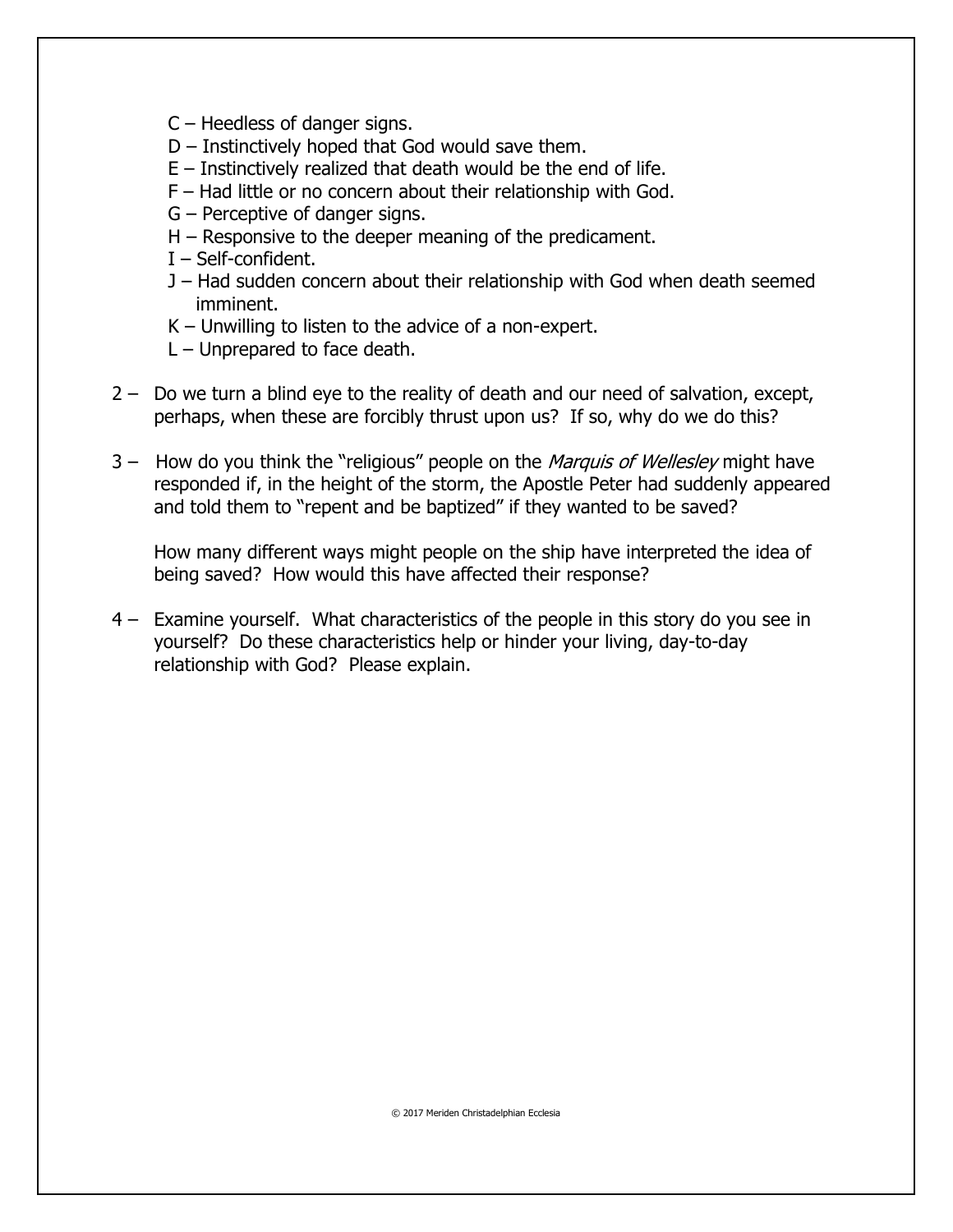C – Heedless of danger signs.
D – Instinctively hoped that God would save them.
E – Instinctively realized that death would be the end of life.
F – Had little or no concern about their relationship with God.
G – Perceptive of danger signs.
H – Responsive to the deeper meaning of the predicament.
I – Self-confident.
J – Had sudden concern about their relationship with God when death seemed imminent.
K – Unwilling to listen to the advice of a non-expert.
L – Unprepared to face death.

2 – Do we turn a blind eye to the reality of death and our need of salvation, except, perhaps, when these are forcibly thrust upon us? If so, why do we do this?

3 – How do you think the "religious" people on the *Marquis of Wellesley* might have responded if, in the height of the storm, the Apostle Peter had suddenly appeared and told them to "repent and be baptized" if they wanted to be saved?

How many different ways might people on the ship have interpreted the idea of being saved? How would this have affected their response?

4 – Examine yourself. What characteristics of the people in this story do you see in yourself? Do these characteristics help or hinder your living, day-to-day relationship with God? Please explain.

© 2017 Meriden Christadelphian Ecclesia